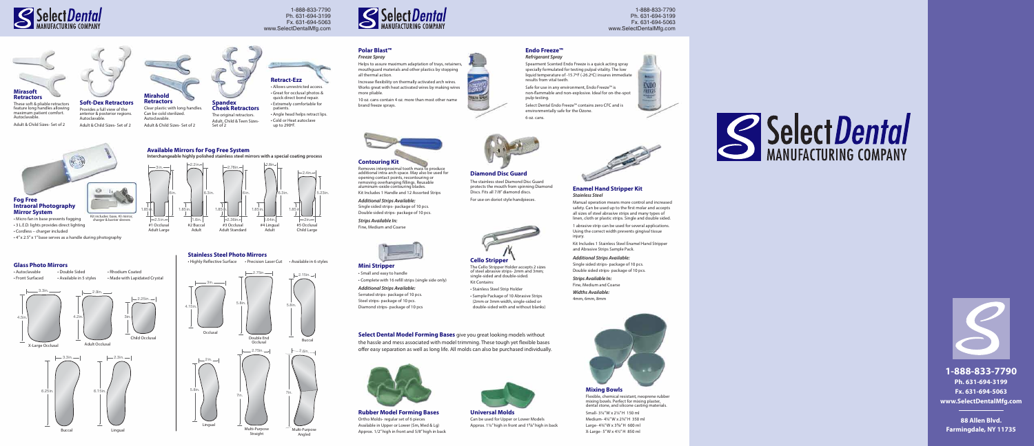# Select Dental Manufacturing Company

1-888-833-7790
Ph. 631-694-3199
Fx. 631-694-5063
www.SelectDentalMfg.com

### Mirasoft Retractors

These soft & pliable retractors feature long handles allowing maximum patient comfort. Autoclavable.

Adult & Child Sizes- Set of 2

### Soft-Dex Retractors

Provides a full view of the anterior & posterior regions. Autoclavable.

Adult & Child Sizes- Set of 2

### Mirahold Retractors

Clear plastic with long handles. Can be cold sterilized. Autoclavable.

Adult & Child Sizes- Set of 2

### Spandex Cheek Retractors

The original retractors. Adult, Child & Teen Sizes- Set of 2

### Retract-Ezz

- Allows unrestricted access.
- Great for occlusal photos & quick direct bond repair.
- Extremely comfortable for patients.
- Angle head helps retract lips.
- Cold or Heat autoclave up to 290ºF.

### Fog Free Intraoral Photography Mirror System

- Micro fan in base prevents fogging
- 3 L.E.D. lights provides direct lighting
- Cordless – charger included
- 4"x 2.5" x 1" base serves as a handle during photography

Kit includes: base, #3 mirror, charger & barrier sleeves

### Available Mirrors for Fog Free System

Interchangeable highly polished stainless steel mirrors with a special coating process

- #1 Occlusal Adult Large (3in., 6in., 1.85in., 2.5in.)
- #2 Buccal Adult (2.2in., 5.8in., 1.85in., 1.6in.)
- #3 Occlusal Adult Standard (2.78in., 6.3in., 1.85in., 2.38in.)
- #4 Lingual Adult (2.8in., 6in., 1.85in., 1.04in.)
- #5 Occlusal Child Large (2.4in., 6.3in., 5.23in., 1.85in., 2in.)

### Glass Photo Mirrors

- Autoclavable
- Front Surfaced
- Double Sided
- Available in 5 styles
- Rhodium Coated
- Made with Lapidated Crystal

- X-Large Occlusal (3.3in., 4.5in.)
- Adult Occlusal (2.8in., 4.2in.)
- Child Occlusal (2.25in., 3in.)
- Buccal (3.3in., 8.25in.)
- Lingual (3.3in., 8.15in.)

### Stainless Steel Photo Mirrors

- Highly Reflective Surface
- Precision Laser Cut
- Available in 6 styles

- Occlusal (3in., 4.15in.)
- Double End Occlusal (2.75in., 5.8in.)
- Buccal (2.15in., 5.8in.)
- Lingual (2in., 5.8in.)
- Multi-Purpose Straight (2.75in., 7in.)
- Multi-Purpose Angled (2.6in., 7in.)

### Polar Blast™

*Freeze Spray*

Helps to assure maximum adaptation of trays, retainers, mouthguard materials and other plastics by stopping all thermal action.

Increase flexibility on thermally activated arch wires. Works great with heat activated wires by making wires more pliable.

10 oz. cans contain 4 oz. more than most other name brand freeze sprays.

### Endo Freeze™

*Refrigerant Spray*

Spearmint Scented Endo Freeze is a quick acting spray specially formulated for testing pulpal vitality. The low liquid temperature of -15.7ºF (-26.2ºC) insures immediate results from vital teeth.

Safe for use in any environment, Endo Freeze™ is non-flammable and non-explosive. Ideal for on-the-spot pulp testing.

Select Dental Endo Freeze™ contains zero CFC and is environmentally safe for the Ozone.

6 oz. cans.

### Contouring Kit

Removes interproximal tooth mass to produce additional intra-arch space. May also be used for opening contact points, recontouring or removing overhanging fillings. Reusable aluminum-oxide contouring blades.

Kit Includes 1 Handle and 12 Assorted Strips

*Additional Strips Available:*

Single sided strips- package of 10 pcs.
Double sided strips- package of 10 pcs.

*Strips Available In:*

Fine, Medium and Coarse

### Diamond Disc Guard

The stainless steel Diamond Disc Guard protects the mouth from spinning Diamond Discs. Fits all 7/8" diamond discs.

For use on doriot style handpieces.

### Mini Stripper

- Small and easy to handle
- Complete with 16 refill strips (single side only)

*Additional Strips Available:*

Serrated strips- package of 10 pcs.
Steel strips- package of 10 pcs.
Diamond strips- package of 10 pcs

### Cello Stripper

The Cello Stripper Holder accepts 2 sizes of steel abrasive strips- 2mm and 3mm; single-sided and double-sided.

Kit Contains:

- Stainless Steel Strip Holder
- Sample Package of 10 Abrasive Strips (2mm or 3mm width, single-sided or double-sided with and without blanks)

### Enamel Hand Stripper Kit

*Stainless Steel*

Manual operation means more control and increased safety. Can be used up to the first molar and accepts all sizes of steel abrasive strips and many types of linen, cloth or plastic strips. Single and double sided.

1 abrasive strip can be used for several applications. Using the correct width prevents gingival tissue injury.

Kit Includes 1 Stainless Steel Enamel Hand Stripper and Abrasive Strips Sample Pack.

*Additional Strips Available:*

Single sided strips- package of 10 pcs.
Double sided strips- package of 10 pcs.

*Strips Available In:*

Fine, Medium and Coarse

*Widths Available:*

4mm, 6mm, 8mm

**Select Dental Model Forming Bases** give you great looking models without the hassle and mess associated with model trimming. These tough yet flexible bases offer easy separation as well as long life. All molds can also be purchased individually.

### Rubber Model Forming Bases

Ortho Molds- regular set of 6 pieces
Available in Upper or Lower (Sm, Med & Lg)
Approx. 1/2" high in front and 5/8" high in back

### Universal Molds

Can be used for Upper or Lower Models
Approx. 1¼" high in front and 1⅝" high in back

### Mixing Bowls

Flexible, chemical resistant, neoprene rubber mixing bowls. Perfect for mixing plaster, dental stone, and silicone casting materials.

Small- 3¼"W x 2¼"H 150 ml
Medium- 4¼"W x 2¾"H 350 ml
Large- 4¾"W x 3⅝"H 600 ml
X-Large- 5"W x 4½"H 850 ml

# Select Dental Manufacturing Company

**1-888-833-7790**
**Ph. 631-694-3199**
**Fx. 631-694-5063**
**www.SelectDentalMfg.com**

**88 Allen Blvd.**
**Farmingdale, NY 11735**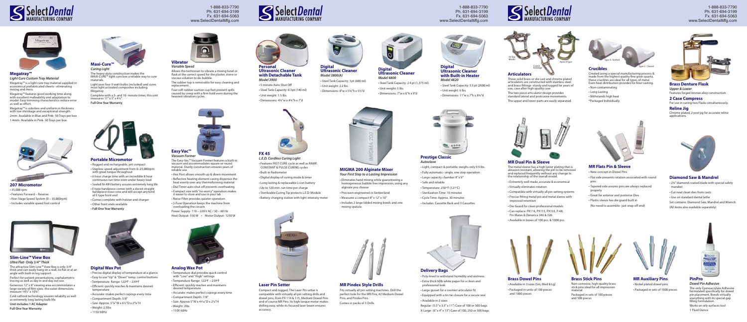# Select Dental Manufacturing Company

1-888-833-7790
Ph. 631-694-3199
Fx. 631-694-5063
www.SelectDentalMfg.com

## Megatray™
*Light Cure Custom Tray Material*

Megatray™ is a light cure tray material supplied in economical prefabricated sheets– eliminating mixing and mess.

Megatray™ features good working time along with excellent malleability and adaptation to model. Easy trimming characteristics reduce error as well as effort.

Megatray™ is odorless and uniform in thickness with low shrinkage and exceptional strength.

2mm- Available in Blue and Pink- 50 Trays per box
1.4mm- Available in Pink- 50 Trays per box

## Maxi-Cure™
*Curing Light*

The heavy-duty construction makes the MAXI-CURE™ light cure box a reliable way to cure materials.

Light uses four 9 watt bulbs (included) and cures most light activated composites including Megatray.

Complete with a 5- and 10- minute timer, this unit measures 11" x 5" x 4⅛".

**Full One Year Warranty**

## 207 Micromotor
- 35,000 rpm
- Features Forward – Reverse.
- Non Stage Speed System (0 – 35,000rpm)
- Includes variable speed foot control

## Portable Micromotor
- Rugged and rechargeable, yet compact
- Stepless speed adjustment from 0–25,000rpm with great torque throughout
- 6 hour charge time with an incredible 8 hour continuous run time even under heavy load
- Sealed Ni-MH battery assures extremely long life
- E type handpiece comes with a doriot straight handpiece nose cone and will accept any kind of E type front end
- Comes complete with holster and charger
- Other front ends available
- **Full One Year Warranty**

## Slim-Line™ View Box
*Ultra Flat- Only 3/4" Thick*

The attractive Slim Line™ View Box is only 3/4" thick and can easily hang on a wall, lie flat or at an angle with built-in leg support.

Perfect for patient presentations, cephalometric tracing as well as day in and day out use.

Generous 12" x 8" viewing area accommodates a large variety of film sizes- the outer dimensions measure 14½" x 10¾".

Cold cathode technology assures reliability as well as extremely long lasting bulb life.

**Unit includes 1 AC Adapter**

**Full One Year Warranty**

## Digital Wax Pot
- Precise digital display of temperature at a glance
- Easy to use "Up" & "Down" temp. control buttons
- Temperature Range: 122ºF – 239ºF
- Efficient: quickly reaches & maintains desired temperature
- Accurate: makes perfect copings every time
- Compartment Depth: 5/8"
- Size: Approx. 5⅞" W x 6½"D x 2⅝"H
- Weight: 2.5lbs
- 115V 60Hz

## Vibrator
*Variable Speed*

Allows the technician to vibrate a mixing bowl or flask at the correct speed for the plaster, stone or viscous solution to de-bubble.

The rubber top is removable for easy cleaning and replacement.

Four soft rubber suction cup feet prevent spills caused by creep with a firm hold even during the heaviest vibration cycles.

## Easy Vac™
*Vacuum Former*

The Easy-Vac™ Vacuum Former features a built-in vacuum and accommodates square or round material. Sturdy construction ensures years of reliable use.

- Hex Post allows smooth up & down movement
- Reflective heating element casing disperses the heat evenly over any thermoforming material
- Dial Timer auto shut-off prevents overheating
- Compact size with "no-worry" operation makes it easier to store and use in your lab
- Noise Filter provides quieter operation
- 2-Fuse Operation keeps the machine from overloading the circuits

Power Supply- 110 – 220 V AC / 50 – 60 Hz
Heat Output- 550 W • Motor Output- 1250 W

## Analog Wax Pot
- Temperature dial provides quick control with "Low" and "High" settings
- Temperature Range: 122ºF – 239ºF
- Efficient: quickly reaches and maintains desired temperature
- Accurate: makes perfect copings every time
- Compartment Depth: 7/8"
- Size: Approx 5"W x 4½"D x 2¼"H
- Weight: 2lbs
- 110V 60Hz

## Personal Ultrasonic Cleaner with Detachable Tank
*Model 3900*

- 5 minute Auto Shut Off
- Steel Tank Capacity: 0.3pt (140 ml)
- Unit weight: 1.5 lbs.
- Dimensions: 4⅝"w x 4⅝"h x 7"d

## Digital Ultrasonic Cleaner
*Model 3800(A)*

- Steel Tank Capacity: 1pt (600 ml)
- Unit weight: 2.2 lbs.
- Dimensions: 8"w x 5⅞"h x 5½"d

## FX 45
*L.E.D. Cordless Curing Light*

- Features FAST CURE cycle as well as RAMP, CONSTANT & PULSE CURING cycles
- Built-in Radiometer
- Digital display of curing mode & timer
- Long lasting & replaceable Li-ion battery
- Up to 120 min. run time per charge
- Sterilizable Curing Tip protects L.E.D. Module
- Battery charging station with light intensity meter

## Laser Pin Setter
Compact and rugged, The Laser Pin setter is compatible with virtually all pin setting drills and dowel pins, from PX 114 & 115, Medium Dowel Pins and of course MR Pins. Its high torque motor makes drilling easy, while its focused laser beam ensures accuracy.

## Digital Ultrasonic Cleaner
*Model 4800*

- Steel Tank Capacity: 2.4 pt (1,375 ml)
- Unit weight: 5 lbs.
- Dimensions: 7"w x 6"h x 9"d

## MIGMA 200 Alginate Mixer
*Your First Step to a Lasting Impression*

- Eliminates hand mixing while guaranteeing a homogeneous bubble free impression, using any alginate you choose
- Precision engineered in Switzerland
- Measures a compact 8" x 12" x 10"
- Includes 2 large lidded mixing bowls and one mixing spatula

## MR Pindex Style Drills
Fits virtually all pin setting machines. Drill the perfect hole for the MR Pins, #2 Medium Dowel Pins, and Pindex Pins.

Comes in packs of 3 Drills.

## Digital Ultrasonic Cleaner with Built-in Heater
*Model 4820*

- Steel Tank Capacity: 5.5 pt (2600 ml)
- Unit weight: 6 lbs.
- Dimensions: 11"w x 7"h x 8⅜"d

## Prestige Classic
*Autoclave*

- Light, compact & portable, weighs only 9.9 lbs.
- Fully automatic- single, one step operation
- Large capacity chamber 8" x 9"
- Safe and reliable
- Temperature: 250ºF (121ºC)
- Sterilization Time: 16 minutes
- Cycle Time: Approx. 30 minutes
- Includes: Cassette Rack and 3 Cassettes

## Delivery Bags
- Poly-lined to withstand humidity and wetness.
- Extra thick 60lb white paper for a clean and professional look
- Large gusset for a roomier articulator fit
- Equipped with a tin tie closure for a secure seal
- Available in 2 sizes:

Regular- (5.5" x 3.5" x 11") Case of 100 or 500 bags
X-Large- (6" x 4" x 13") Case of 100, 250 or 500 bags

## Articulators
Hi-Top Model
Crown & Bridge
Apex II Type

These solid brass or die cast and chrome plated articulators are constructed with stainless steel and brass fittings- sturdy and rugged for years of use, case after high quality case.

The two piece articulator design provides standard lateral and protrusive movements.

The upper and lower parts are easily separated.

## MR Dual Pin & Sleeve
The metal sleeve has a high luster plating that is abrasion resistant, allowing the pin to be removed and replaced frequently without any change to the relationship of the overall model.

- Extremely well made, accurate & economical
- Virtually eliminates rotation
- Compatible with virtually all pin setting systems
- Precise fitting metal pin and metal sleeve with improved retention
- Die Guard for clean professional models
- Can replace: PX114, PX115, PX153, P-48, Pin Mates & Denerica 346 & 326
- Available in boxes of 100 pcs. & 1000 pcs.

## Brass Dowel Pins
- Available in 3 sizes (Sm, Med & Lg)
- Packaged in units of 100 pieces and 1000 pieces

## Brass Stick Pins
Non-corrosive, high quality brass stick pins ideal for all impression material.

Packaged in sets of 100 pieces and 500 pieces

## Crucibles
Type S- Slotted
Type C- Closed

Created using a special manufacturing process & made from the highest quality fine grain quartz, these crucibles are ideal for all types of metal. Even heat distribution provides for finer casting.

- Non-contaminating
- Long Lasting
- Withstands high heat

*Packaged Individually

## MR Flats Pin & Sleeve
- New concept in Dowel Pins
- Flat side prevents rotation associated with round pins
- Tapered side assures pins are always replaced properly
- Great for anterior and posterior Dies
- Plastic sleeve has die guard built in

(No need to assemble- just snap off end)

## MR Auxiliary Pins
- Nickel plated dowel pins
- Packaged in sets of 1000 pieces

## Brass Denture Flask
*Upper & Lower*

Features forged bronze alloy construction.

## 2 Case Compress
For use in curing two Flasks simultaneously.

## Reline Jig
Chrome plated, 2 post jig for accurate reline applications.

## Diamond Saw & Mandrel
- 2⅜" diamond coated blade with special safety mandrel
- Cut neat clean dies from casts
- Use on standard dental lathe

Set contains: Diamond Saw, Mandrel and Wrench
(All items also available separately)

## PinPro
*Dowel Pin Adhesive*

The only Cyanoacrylate Adhesive formulated specifically for dowel pin placement. Bonds virtually everything with its special gap filling formulation.

Works on oily surfaces too!

1 Fluid Ounce